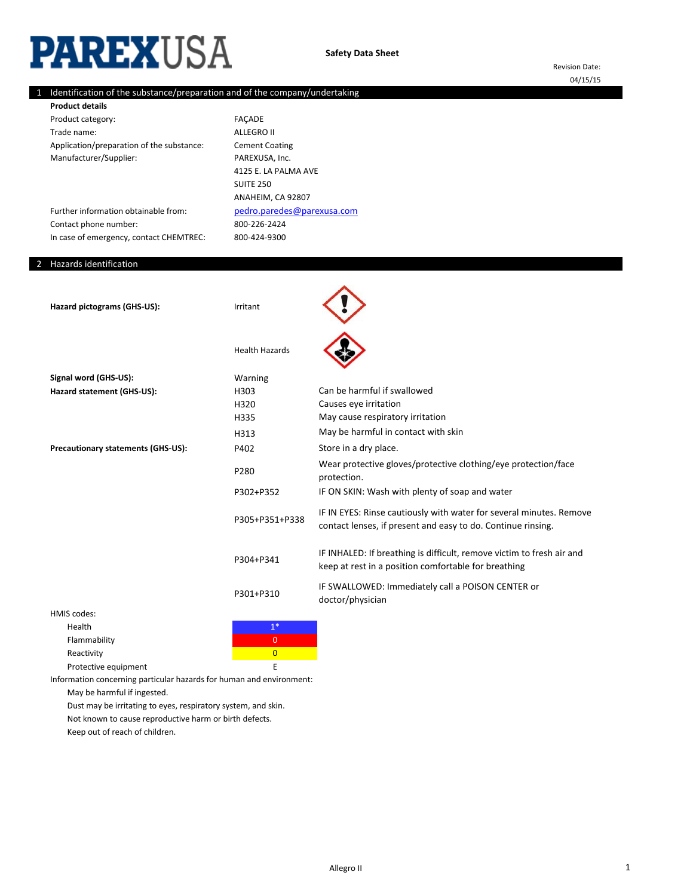PAREXUSA

**Safety Data Sheet**

Revision Date: 04/15/15

## 1 Identification of the substance/preparation and of the company/undertaking

**Product details**

| | |
|---|---|
| Product category: | FAÇADE |
| Trade name: | ALLEGRO II |
| Application/preparation of the substance: | Cement Coating |
| Manufacturer/Supplier: | PAREXUSA, Inc.<br>4125 E. LA PALMA AVE<br>SUITE 250<br>ANAHEIM, CA 92807 |
| Further information obtainable from: | pedro.paredes@parexusa.com |
| Contact phone number: | 800-226-2424 |
| In case of emergency, contact CHEMTREC: | 800-424-9300 |

## 2 Hazards identification

| | | |
|---|---|---|
| **Hazard pictograms (GHS-US):** | Irritant | |
| | Health Hazards | |
| **Signal word (GHS-US):** | Warning | |
| **Hazard statement (GHS-US):** | H303 | Can be harmful if swallowed |
| | H320 | Causes eye irritation |
| | H335 | May cause respiratory irritation |
| | H313 | May be harmful in contact with skin |
| **Precautionary statements (GHS-US):** | P402 | Store in a dry place. |
| | P280 | Wear protective gloves/protective clothing/eye protection/face protection. |
| | P302+P352 | IF ON SKIN: Wash with plenty of soap and water |
| | P305+P351+P338 | IF IN EYES: Rinse cautiously with water for several minutes. Remove contact lenses, if present and easy to do. Continue rinsing. |
| | P304+P341 | IF INHALED: If breathing is difficult, remove victim to fresh air and keep at rest in a position comfortable for breathing |
| | P301+P310 | IF SWALLOWED: Immediately call a POISON CENTER or doctor/physician |

HMIS codes:

| | |
|---|---|
| Health | 1* |
| Flammability | 0 |
| Reactivity | 0 |
| Protective equipment | E |

Information concerning particular hazards for human and environment:

- May be harmful if ingested.
- Dust may be irritating to eyes, respiratory system, and skin.
- Not known to cause reproductive harm or birth defects.
- Keep out of reach of children.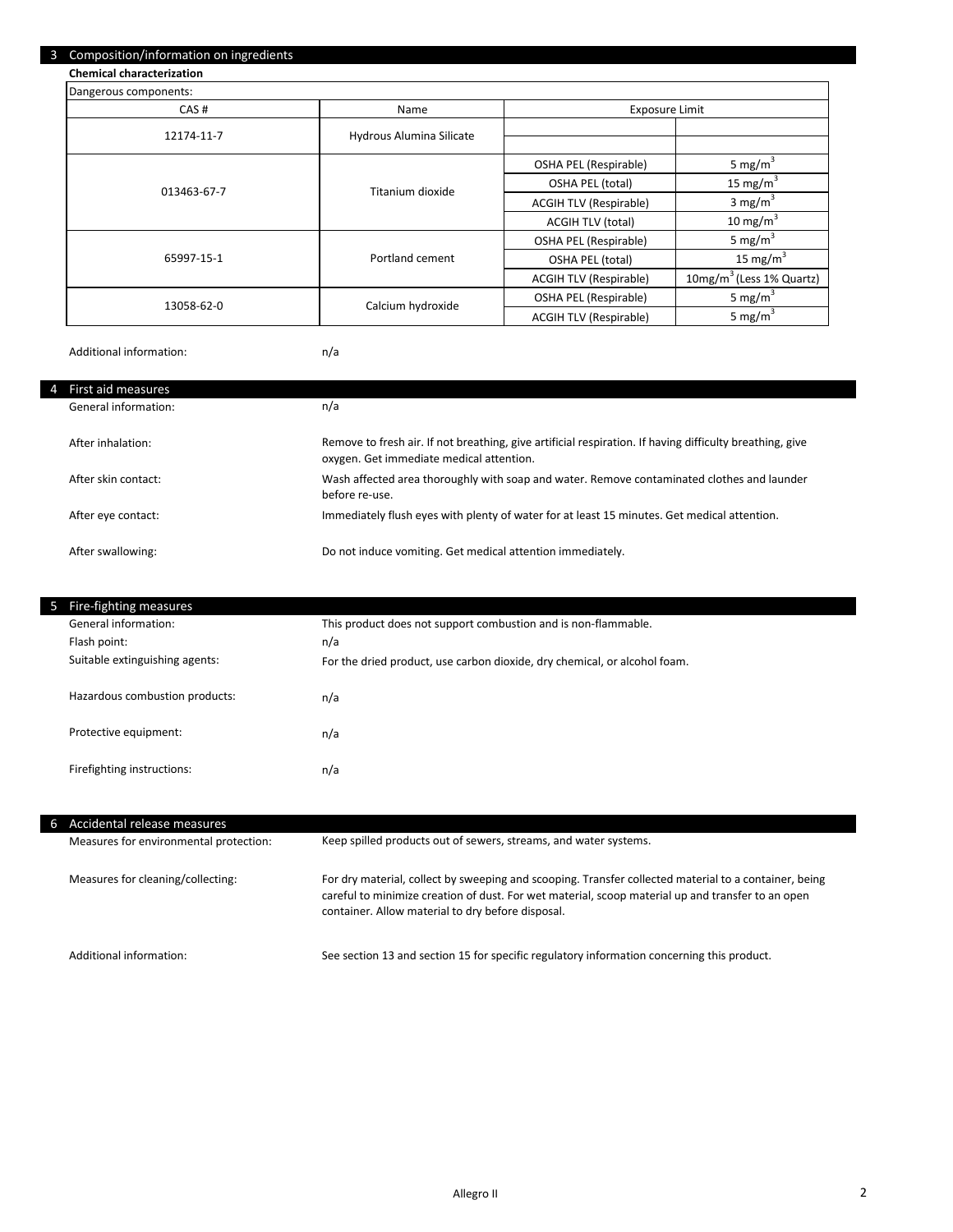## 3 Composition/information on ingredients

**Chemical characterization**

Dangerous components:

| CAS # | Name | Exposure Limit | |
|---|---|---|---|
| 12174-11-7 | Hydrous Alumina Silicate | | |
| | | | |
| 013463-67-7 | Titanium dioxide | OSHA PEL (Respirable) | 5 mg/m$^3$ |
| | | OSHA PEL (total) | 15 mg/m$^3$ |
| | | ACGIH TLV (Respirable) | 3 mg/m$^3$ |
| | | ACGIH TLV (total) | 10 mg/m$^3$ |
| 65997-15-1 | Portland cement | OSHA PEL (Respirable) | 5 mg/m$^3$ |
| | | OSHA PEL (total) | 15 mg/m$^3$ |
| | | ACGIH TLV (Respirable) | 10mg/m$^3$ (Less 1% Quartz) |
| 13058-62-0 | Calcium hydroxide | OSHA PEL (Respirable) | 5 mg/m$^3$ |
| | | ACGIH TLV (Respirable) | 5 mg/m$^3$ |

Additional information: n/a

## 4 First aid measures

General information: n/a

After inhalation: Remove to fresh air. If not breathing, give artificial respiration. If having difficulty breathing, give oxygen. Get immediate medical attention.

After skin contact: Wash affected area thoroughly with soap and water. Remove contaminated clothes and launder before re-use.

After eye contact: Immediately flush eyes with plenty of water for at least 15 minutes. Get medical attention.

After swallowing: Do not induce vomiting. Get medical attention immediately.

## 5 Fire-fighting measures

General information: This product does not support combustion and is non-flammable.

Flash point: n/a

Suitable extinguishing agents: For the dried product, use carbon dioxide, dry chemical, or alcohol foam.

Hazardous combustion products: n/a

Protective equipment: n/a

Firefighting instructions: n/a

## 6 Accidental release measures

Measures for environmental protection: Keep spilled products out of sewers, streams, and water systems.

Measures for cleaning/collecting: For dry material, collect by sweeping and scooping. Transfer collected material to a container, being careful to minimize creation of dust. For wet material, scoop material up and transfer to an open container. Allow material to dry before disposal.

Additional information: See section 13 and section 15 for specific regulatory information concerning this product.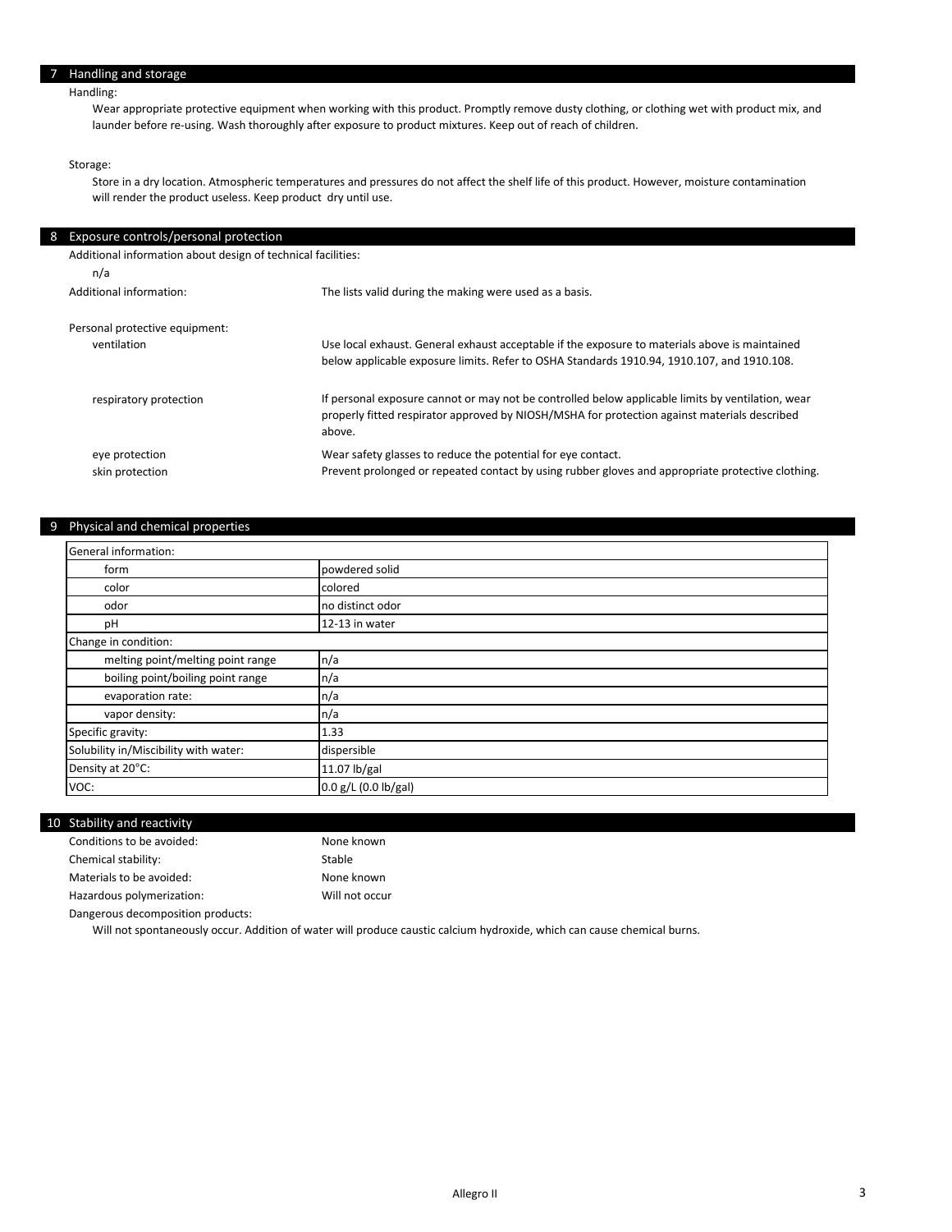## 7 Handling and storage

Handling:

Wear appropriate protective equipment when working with this product. Promptly remove dusty clothing, or clothing wet with product mix, and launder before re-using. Wash thoroughly after exposure to product mixtures. Keep out of reach of children.

Storage:

Store in a dry location. Atmospheric temperatures and pressures do not affect the shelf life of this product. However, moisture contamination will render the product useless. Keep product dry until use.

## 8 Exposure controls/personal protection

Additional information about design of technical facilities:

n/a

Additional information: The lists valid during the making were used as a basis.

Personal protective equipment:

- ventilation: Use local exhaust. General exhaust acceptable if the exposure to materials above is maintained below applicable exposure limits. Refer to OSHA Standards 1910.94, 1910.107, and 1910.108.
- respiratory protection: If personal exposure cannot or may not be controlled below applicable limits by ventilation, wear properly fitted respirator approved by NIOSH/MSHA for protection against materials described above.
- eye protection: Wear safety glasses to reduce the potential for eye contact.
- skin protection: Prevent prolonged or repeated contact by using rubber gloves and appropriate protective clothing.

## 9 Physical and chemical properties

| General information: | |
|---|---|
| form | powdered solid |
| color | colored |
| odor | no distinct odor |
| pH | 12-13 in water |
| Change in condition: | |
| melting point/melting point range | n/a |
| boiling point/boiling point range | n/a |
| evaporation rate: | n/a |
| vapor density: | n/a |
| Specific gravity: | 1.33 |
| Solubility in/Miscibility with water: | dispersible |
| Density at 20°C: | 11.07 lb/gal |
| VOC: | 0.0 g/L (0.0 lb/gal) |

## 10 Stability and reactivity

Conditions to be avoided: None known

Chemical stability: Stable

Materials to be avoided: None known

Hazardous polymerization: Will not occur

Dangerous decomposition products:

Will not spontaneously occur. Addition of water will produce caustic calcium hydroxide, which can cause chemical burns.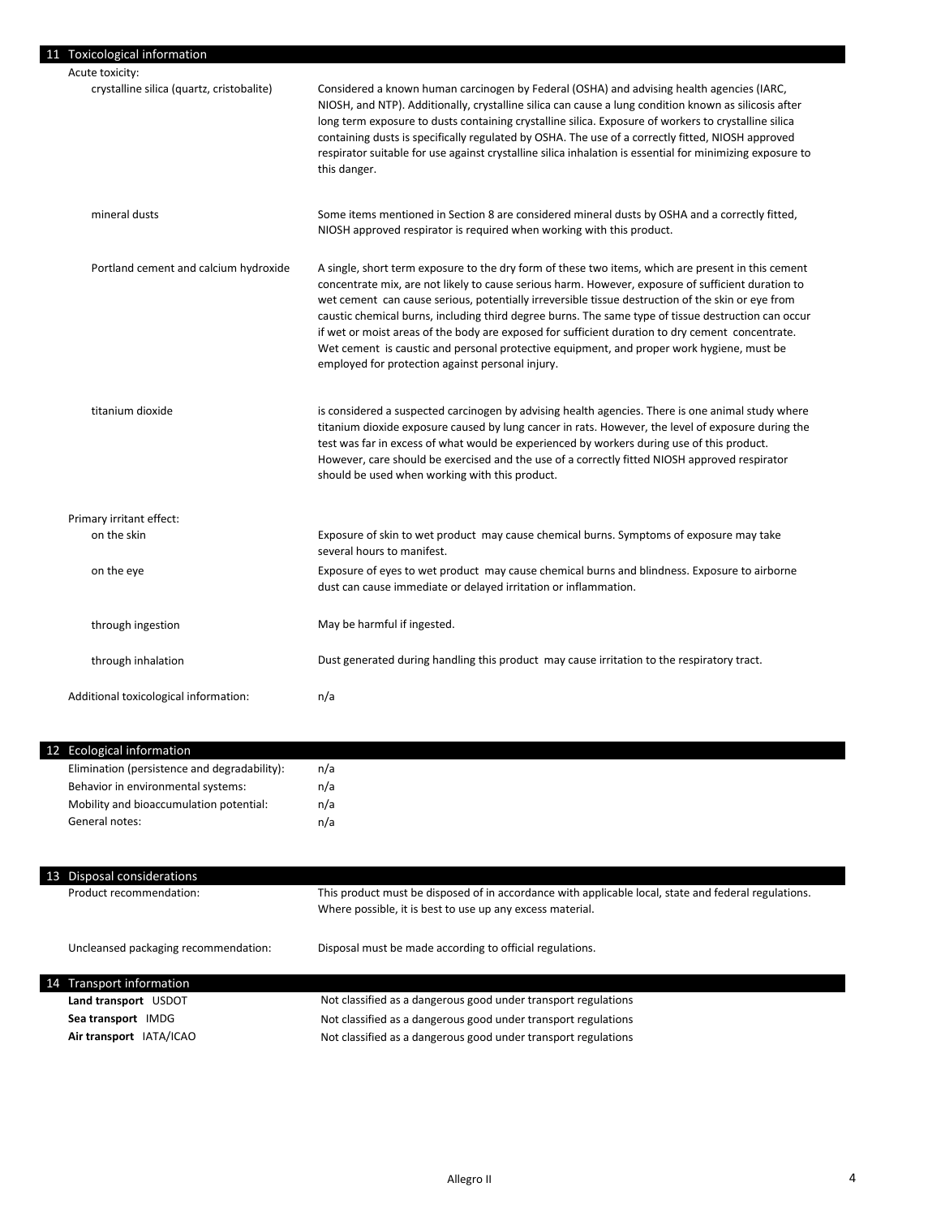## 11 Toxicological information

**Acute toxicity:**

| | |
|---|---|
| crystalline silica (quartz, cristobalite) | Considered a known human carcinogen by Federal (OSHA) and advising health agencies (IARC, NIOSH, and NTP). Additionally, crystalline silica can cause a lung condition known as silicosis after long term exposure to dusts containing crystalline silica. Exposure of workers to crystalline silica containing dusts is specifically regulated by OSHA. The use of a correctly fitted, NIOSH approved respirator suitable for use against crystalline silica inhalation is essential for minimizing exposure to this danger. |
| mineral dusts | Some items mentioned in Section 8 are considered mineral dusts by OSHA and a correctly fitted, NIOSH approved respirator is required when working with this product. |
| Portland cement and calcium hydroxide | A single, short term exposure to the dry form of these two items, which are present in this cement concentrate mix, are not likely to cause serious harm. However, exposure of sufficient duration to wet cement can cause serious, potentially irreversible tissue destruction of the skin or eye from caustic chemical burns, including third degree burns. The same type of tissue destruction can occur if wet or moist areas of the body are exposed for sufficient duration to dry cement concentrate. Wet cement is caustic and personal protective equipment, and proper work hygiene, must be employed for protection against personal injury. |
| titanium dioxide | is considered a suspected carcinogen by advising health agencies. There is one animal study where titanium dioxide exposure caused by lung cancer in rats. However, the level of exposure during the test was far in excess of what would be experienced by workers during use of this product. However, care should be exercised and the use of a correctly fitted NIOSH approved respirator should be used when working with this product. |

**Primary irritant effect:**

| | |
|---|---|
| on the skin | Exposure of skin to wet product may cause chemical burns. Symptoms of exposure may take several hours to manifest. |
| on the eye | Exposure of eyes to wet product may cause chemical burns and blindness. Exposure to airborne dust can cause immediate or delayed irritation or inflammation. |
| through ingestion | May be harmful if ingested. |
| through inhalation | Dust generated during handling this product may cause irritation to the respiratory tract. |

Additional toxicological information: n/a

## 12 Ecological information

| | |
|---|---|
| Elimination (persistence and degradability): | n/a |
| Behavior in environmental systems: | n/a |
| Mobility and bioaccumulation potential: | n/a |
| General notes: | n/a |

## 13 Disposal considerations

| | |
|---|---|
| Product recommendation: | This product must be disposed of in accordance with applicable local, state and federal regulations. Where possible, it is best to use up any excess material. |
| Uncleansed packaging recommendation: | Disposal must be made according to official regulations. |

## 14 Transport information

| | |
|---|---|
| **Land transport** USDOT | Not classified as a dangerous good under transport regulations |
| **Sea transport** IMDG | Not classified as a dangerous good under transport regulations |
| **Air transport** IATA/ICAO | Not classified as a dangerous good under transport regulations |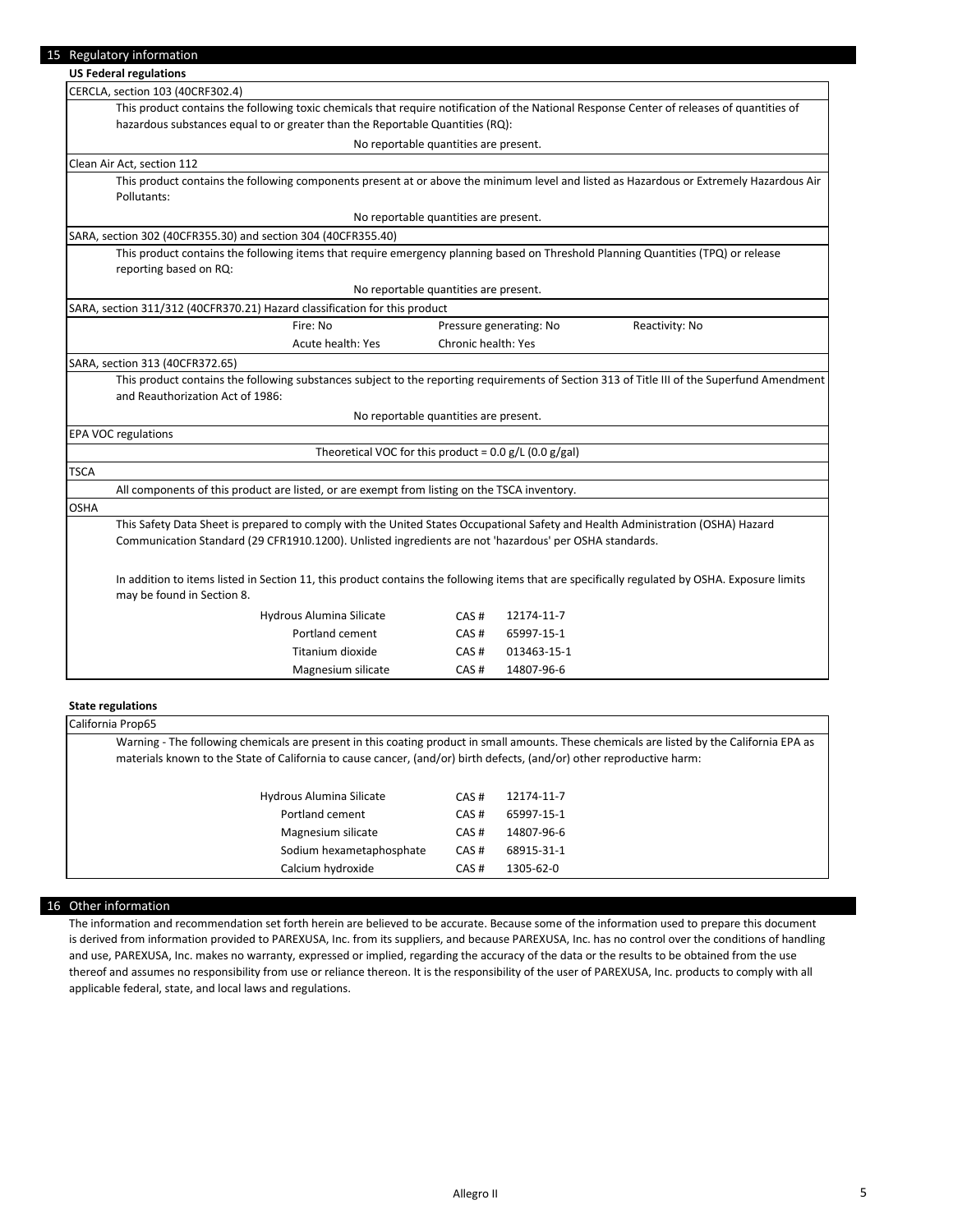## 15 Regulatory information

### US Federal regulations

**CERCLA, section 103 (40CRF302.4)**

This product contains the following toxic chemicals that require notification of the National Response Center of releases of quantities of hazardous substances equal to or greater than the Reportable Quantities (RQ):

No reportable quantities are present.

**Clean Air Act, section 112**

This product contains the following components present at or above the minimum level and listed as Hazardous or Extremely Hazardous Air Pollutants:

No reportable quantities are present.

**SARA, section 302 (40CFR355.30) and section 304 (40CFR355.40)**

This product contains the following items that require emergency planning based on Threshold Planning Quantities (TPQ) or release reporting based on RQ:

No reportable quantities are present.

**SARA, section 311/312 (40CFR370.21) Hazard classification for this product**

| | | |
|---|---|---|
| Fire: No | Pressure generating: No | Reactivity: No |
| Acute health: Yes | Chronic health: Yes | |

**SARA, section 313 (40CFR372.65)**

This product contains the following substances subject to the reporting requirements of Section 313 of Title III of the Superfund Amendment and Reauthorization Act of 1986:

No reportable quantities are present.

**EPA VOC regulations**

Theoretical VOC for this product = 0.0 g/L (0.0 g/gal)

**TSCA**

All components of this product are listed, or are exempt from listing on the TSCA inventory.

**OSHA**

This Safety Data Sheet is prepared to comply with the United States Occupational Safety and Health Administration (OSHA) Hazard Communication Standard (29 CFR1910.1200). Unlisted ingredients are not 'hazardous' per OSHA standards.

In addition to items listed in Section 11, this product contains the following items that are specifically regulated by OSHA. Exposure limits may be found in Section 8.

| | | |
|---|---|---|
| Hydrous Alumina Silicate | CAS # | 12174-11-7 |
| Portland cement | CAS # | 65997-15-1 |
| Titanium dioxide | CAS # | 013463-15-1 |
| Magnesium silicate | CAS # | 14807-96-6 |

### State regulations

**California Prop65**

Warning - The following chemicals are present in this coating product in small amounts. These chemicals are listed by the California EPA as materials known to the State of California to cause cancer, (and/or) birth defects, (and/or) other reproductive harm:

| | | |
|---|---|---|
| Hydrous Alumina Silicate | CAS # | 12174-11-7 |
| Portland cement | CAS # | 65997-15-1 |
| Magnesium silicate | CAS # | 14807-96-6 |
| Sodium hexametaphosphate | CAS # | 68915-31-1 |
| Calcium hydroxide | CAS # | 1305-62-0 |

## 16 Other information

The information and recommendation set forth herein are believed to be accurate. Because some of the information used to prepare this document is derived from information provided to PAREXUSA, Inc. from its suppliers, and because PAREXUSA, Inc. has no control over the conditions of handling and use, PAREXUSA, Inc. makes no warranty, expressed or implied, regarding the accuracy of the data or the results to be obtained from the use thereof and assumes no responsibility from use or reliance thereon. It is the responsibility of the user of PAREXUSA, Inc. products to comply with all applicable federal, state, and local laws and regulations.